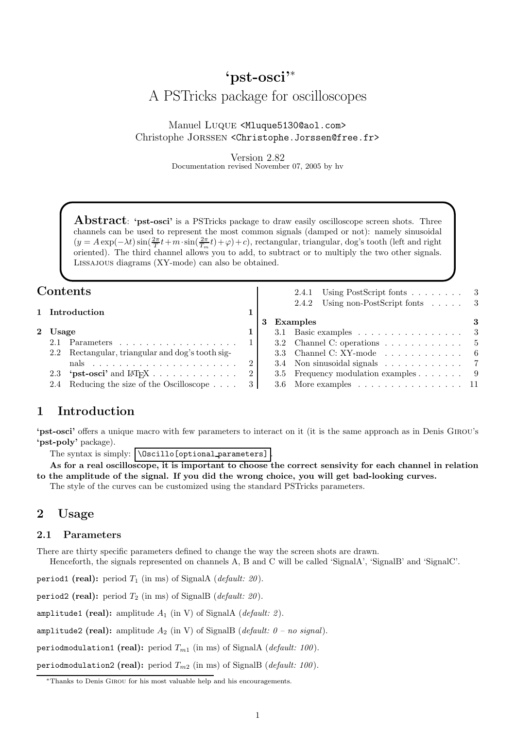# 'pst-osci'*

## A PSTricks package for oscilloscopes

Manuel Luque <Mluque5130@aol.com>
Christophe Jorssen <Christophe.Jorssen@free.fr>

Version 2.82
Documentation revised November 07, 2005 by hv

**Abstract**: **'pst-osci'** is a PSTricks package to draw easily oscilloscope screen shots. Three channels can be used to represent the most common signals (damped or not): namely sinusoidal ($y = A\exp(-\lambda t)\sin(\frac{2\pi}{T}t + m \cdot \sin(\frac{2\pi}{T_m}t) + \varphi) + c$), rectangular, triangular, dog's tooth (left and right oriented). The third channel allows you to add, to subtract or to multiply the two other signals. Lissajous diagrams (XY-mode) can also be obtained.

## Contents

- 1 Introduction — 1
- 2 Usage — 1
  - 2.1 Parameters — 1
  - 2.2 Rectangular, triangular and dog's tooth signals — 2
  - 2.3 'pst-osci' and LaTeX — 2
  - 2.4 Reducing the size of the Oscilloscope — 3
    - 2.4.1 Using PostScript fonts — 3
    - 2.4.2 Using non-PostScript fonts — 3
- 3 Examples — 3
  - 3.1 Basic examples — 3
  - 3.2 Channel C: operations — 5
  - 3.3 Channel C: XY-mode — 6
  - 3.4 Non sinusoidal signals — 7
  - 3.5 Frequency modulation examples — 9
  - 3.6 More examples — 11

## 1 Introduction

**'pst-osci'** offers a unique macro with few parameters to interact on it (it is the same approach as in Denis Girou's **'pst-poly'** package).

The syntax is simply: `\Oscillo[optional_parameters]`.

**As for a real oscilloscope, it is important to choose the correct sensivity for each channel in relation to the amplitude of the signal. If you did the wrong choice, you will get bad-looking curves.**

The style of the curves can be customized using the standard PSTricks parameters.

## 2 Usage

### 2.1 Parameters

There are thirty specific parameters defined to change the way the screen shots are drawn.

Henceforth, the signals represented on channels A, B and C will be called 'SignalA', 'SignalB' and 'SignalC'.

`period1` **(real):** period $T_1$ (in ms) of SignalA (*default: 20*).

`period2` **(real):** period $T_2$ (in ms) of SignalB (*default: 20*).

`amplitude1` **(real):** amplitude $A_1$ (in V) of SignalA (*default: 2*).

`amplitude2` **(real):** amplitude $A_2$ (in V) of SignalB (*default: 0 – no signal*).

`periodmodulation1` **(real):** period $T_{m1}$ (in ms) of SignalA (*default: 100*).

`periodmodulation2` **(real):** period $T_{m2}$ (in ms) of SignalB (*default: 100*).

*Thanks to Denis Girou for his most valuable help and his encouragements.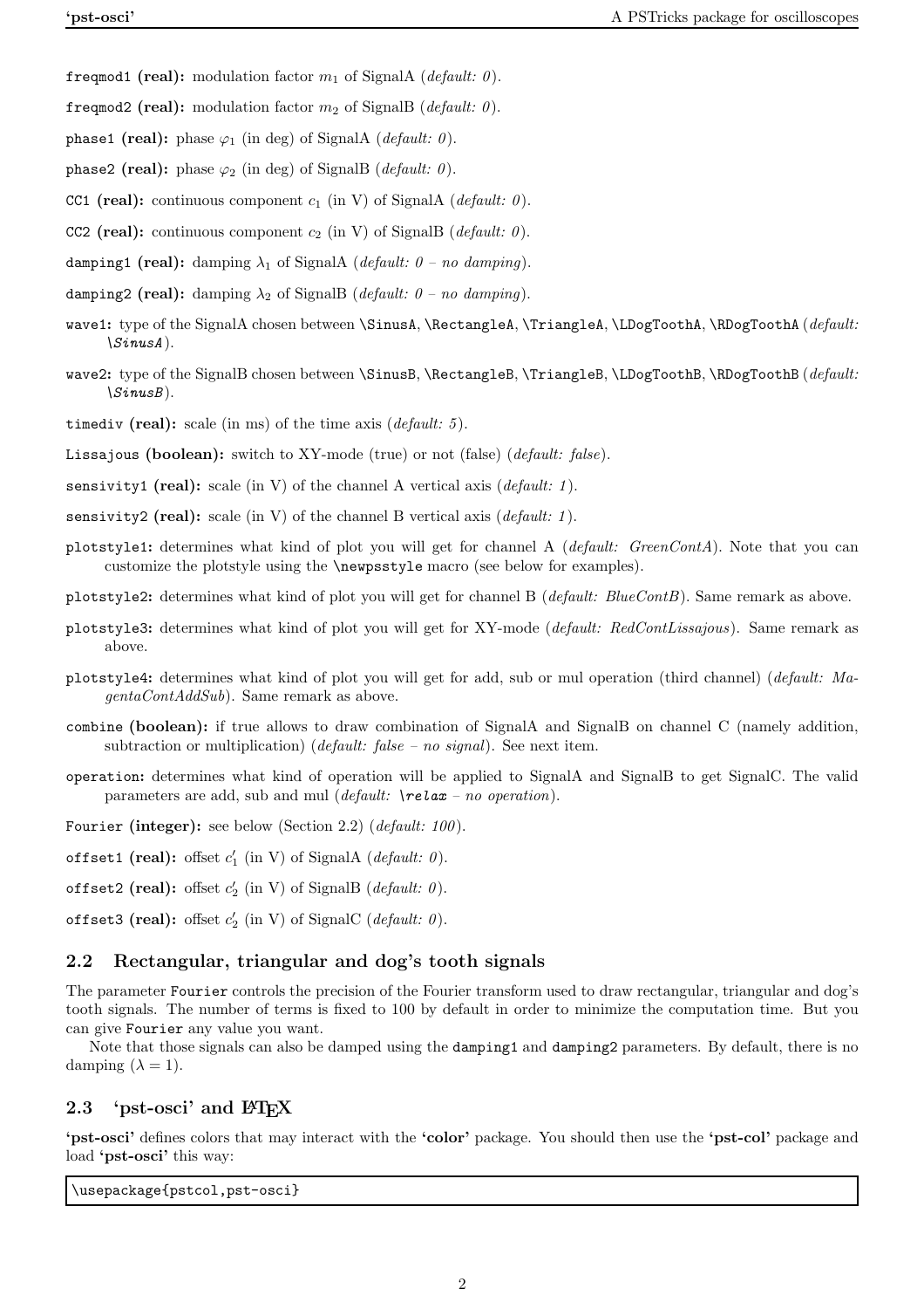`freqmod1` **(real):** modulation factor $m_1$ of SignalA (*default: 0*).

`freqmod2` **(real):** modulation factor $m_2$ of SignalB (*default: 0*).

`phase1` **(real):** phase $\varphi_1$ (in deg) of SignalA (*default: 0*).

`phase2` **(real):** phase $\varphi_2$ (in deg) of SignalB (*default: 0*).

`CC1` **(real):** continuous component $c_1$ (in V) of SignalA (*default: 0*).

`CC2` **(real):** continuous component $c_2$ (in V) of SignalB (*default: 0*).

`damping1` **(real):** damping $\lambda_1$ of SignalA (*default: 0 – no damping*).

`damping2` **(real):** damping $\lambda_2$ of SignalB (*default: 0 – no damping*).

`wave1`**:** type of the SignalA chosen between `\SinusA`, `\RectangleA`, `\TriangleA`, `\LDogToothA`, `\RDogToothA` (*default: \SinusA*).

`wave2`**:** type of the SignalB chosen between `\SinusB`, `\RectangleB`, `\TriangleB`, `\LDogToothB`, `\RDogToothB` (*default: \SinusB*).

`timediv` **(real):** scale (in ms) of the time axis (*default: 5*).

`Lissajous` **(boolean):** switch to XY-mode (true) or not (false) (*default: false*).

`sensivity1` **(real):** scale (in V) of the channel A vertical axis (*default: 1*).

`sensivity2` **(real):** scale (in V) of the channel B vertical axis (*default: 1*).

`plotstyle1`**:** determines what kind of plot you will get for channel A (*default: GreenContA*). Note that you can customize the plotstyle using the `\newpsstyle` macro (see below for examples).

`plotstyle2`**:** determines what kind of plot you will get for channel B (*default: BlueContB*). Same remark as above.

`plotstyle3`**:** determines what kind of plot you will get for XY-mode (*default: RedContLissajous*). Same remark as above.

`plotstyle4`**:** determines what kind of plot you will get for add, sub or mul operation (third channel) (*default: MagentaContAddSub*). Same remark as above.

`combine` **(boolean):** if true allows to draw combination of SignalA and SignalB on channel C (namely addition, subtraction or multiplication) (*default: false – no signal*). See next item.

`operation`**:** determines what kind of operation will be applied to SignalA and SignalB to get SignalC. The valid parameters are add, sub and mul (*default: \relax – no operation*).

`Fourier` **(integer):** see below (Section 2.2) (*default: 100*).

`offset1` **(real):** offset $c'_1$ (in V) of SignalA (*default: 0*).

`offset2` **(real):** offset $c'_2$ (in V) of SignalB (*default: 0*).

`offset3` **(real):** offset $c'_2$ (in V) of SignalC (*default: 0*).

## 2.2 Rectangular, triangular and dog's tooth signals

The parameter `Fourier` controls the precision of the Fourier transform used to draw rectangular, triangular and dog's tooth signals. The number of terms is fixed to 100 by default in order to minimize the computation time. But you can give `Fourier` any value you want.

Note that those signals can also be damped using the `damping1` and `damping2` parameters. By default, there is no damping ($\lambda = 1$).

## 2.3 'pst-osci' and LaTeX

**'pst-osci'** defines colors that may interact with the **'color'** package. You should then use the **'pst-col'** package and load **'pst-osci'** this way:

```
\usepackage{pstcol,pst-osci}
```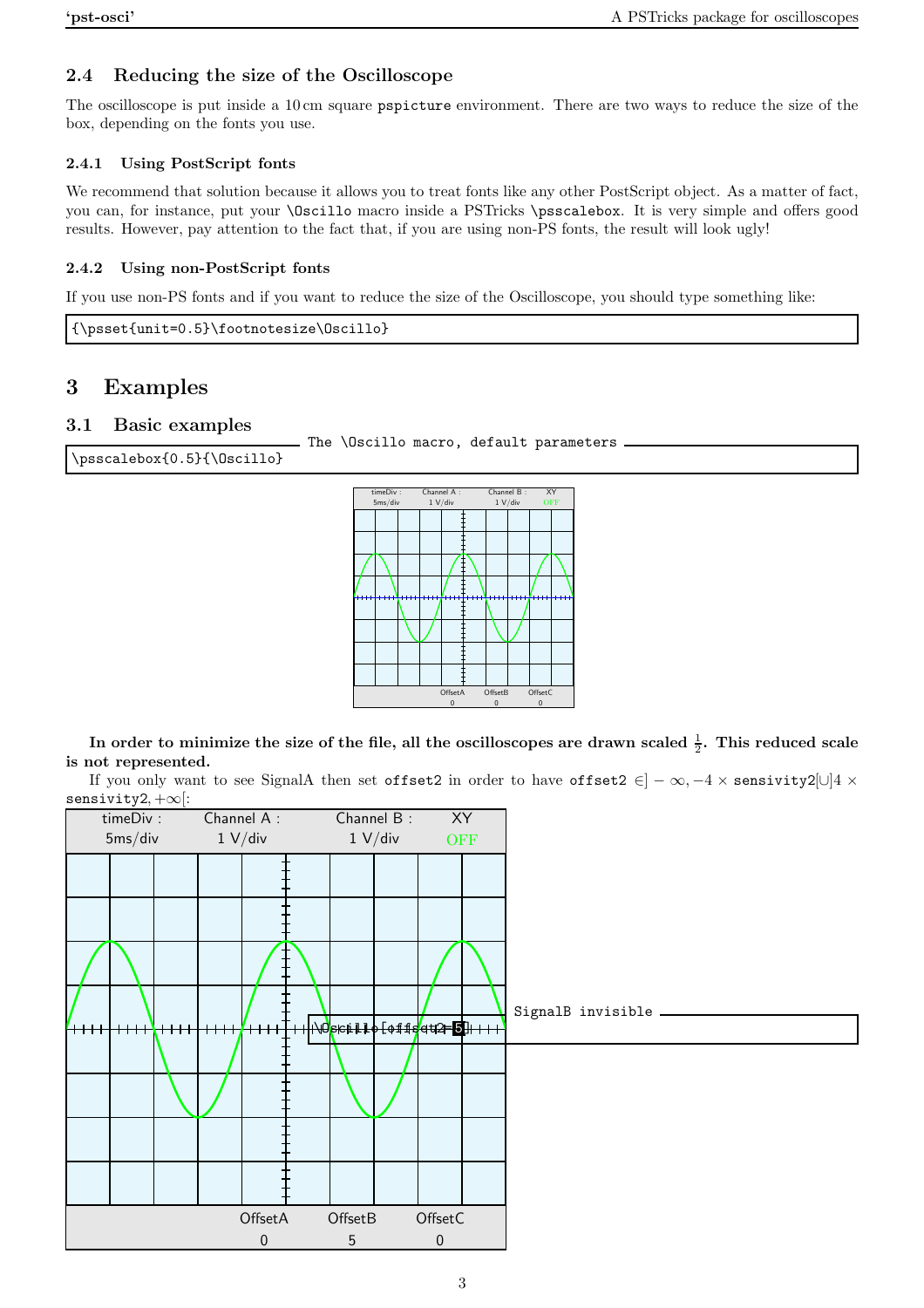### 2.4 Reducing the size of the Oscilloscope

The oscilloscope is put inside a 10 cm square `pspicture` environment. There are two ways to reduce the size of the box, depending on the fonts you use.

#### 2.4.1 Using PostScript fonts

We recommend that solution because it allows you to treat fonts like any other PostScript object. As a matter of fact, you can, for instance, put your `\Oscillo` macro inside a PSTricks `\psscalebox`. It is very simple and offers good results. However, pay attention to the fact that, if you are using non-PS fonts, the result will look ugly!

#### 2.4.2 Using non-PostScript fonts

If you use non-PS fonts and if you want to reduce the size of the Oscilloscope, you should type something like:

```
{\psset{unit=0.5}\footnotesize\Oscillo}
```

## 3 Examples

### 3.1 Basic examples

The \Oscillo macro, default parameters

```
\psscalebox{0.5}{\Oscillo}
```

timeDiv : 5ms/div   Channel A : 1 V/div   Channel B : 1 V/div   XY OFF

OffsetA 0   OffsetB 0   OffsetC 0

**In order to minimize the size of the file, all the oscilloscopes are drawn scaled $\frac{1}{2}$. This reduced scale is not represented.**

If you only want to see SignalA then set `offset2` in order to have `offset2` $\in ]-\infty, -4 \times$ `sensivity2`$[\cup]4 \times$ `sensivity2`$, +\infty[$:

SignalB invisible

```
\Oscillo[offset2=5]
```

timeDiv : 5ms/div   Channel A : 1 V/div   Channel B : 1 V/div   XY OFF

OffsetA 0   OffsetB 5   OffsetC 0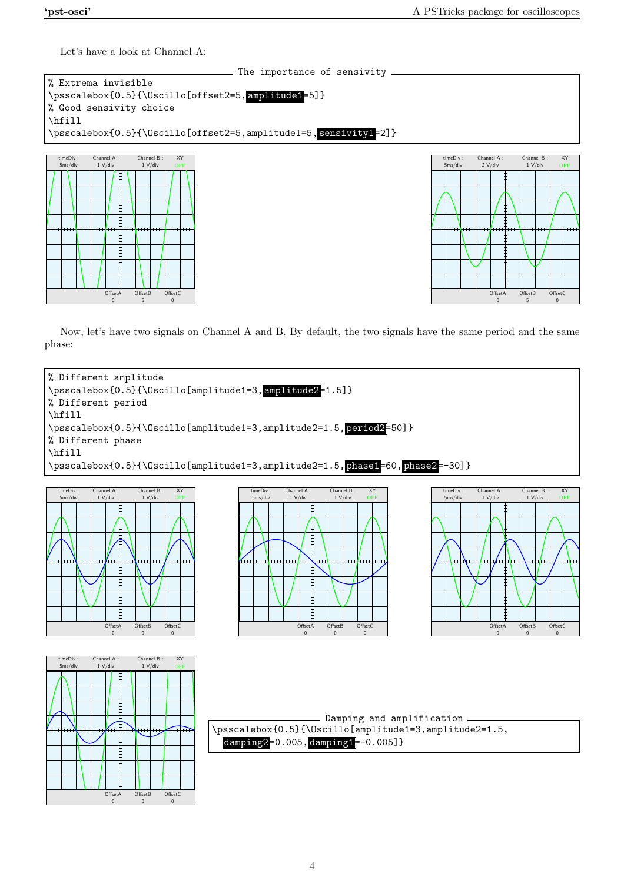Let's have a look at Channel A:

The importance of sensivity

```
% Extrema invisible
\psscalebox{0.5}{\Oscillo[offset2=5,amplitude1=5]}
% Good sensivity choice
\hfill
\psscalebox{0.5}{\Oscillo[offset2=5,amplitude1=5,sensivity1=2]}
```

Now, let's have two signals on Channel A and B. By default, the two signals have the same period and the same phase:

```
% Different amplitude
\psscalebox{0.5}{\Oscillo[amplitude1=3,amplitude2=1.5]}
% Different period
\hfill
\psscalebox{0.5}{\Oscillo[amplitude1=3,amplitude2=1.5,period2=50]}
% Different phase
\hfill
\psscalebox{0.5}{\Oscillo[amplitude1=3,amplitude2=1.5,phase1=60,phase2=-30]}
```

Damping and amplification

```
\psscalebox{0.5}{\Oscillo[amplitude1=3,amplitude2=1.5,
  damping2=0.005,damping1=-0.005]}
```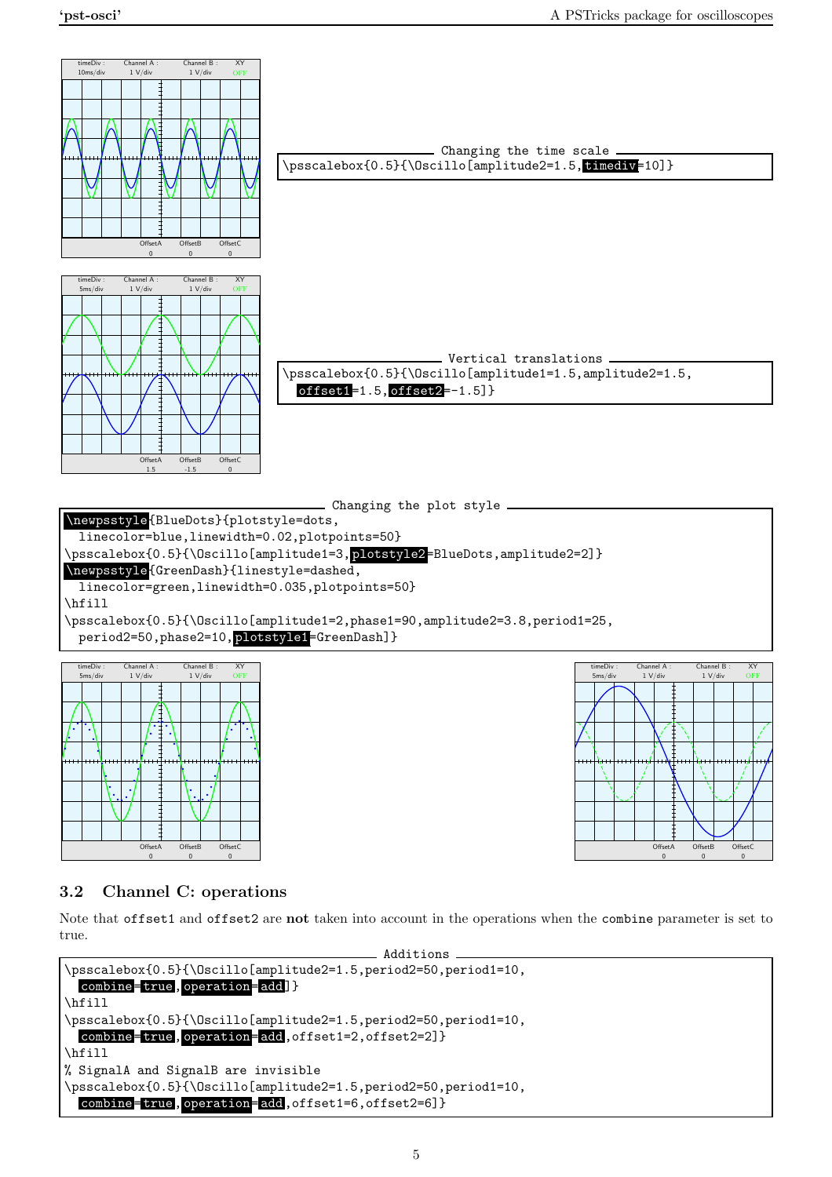Changing the time scale

```
\psscalebox{0.5}{\Oscillo[amplitude2=1.5,timediv=10]}
```

Vertical translations

```
\psscalebox{0.5}{\Oscillo[amplitude1=1.5,amplitude2=1.5,
  offset1=1.5,offset2=-1.5]}
```

Changing the plot style

```
\newpsstyle{BlueDots}{plotstyle=dots,
  linecolor=blue,linewidth=0.02,plotpoints=50}
\psscalebox{0.5}{\Oscillo[amplitude1=3,plotstyle2=BlueDots,amplitude2=2]}
\newpsstyle{GreenDash}{linestyle=dashed,
  linecolor=green,linewidth=0.035,plotpoints=50}
\hfill
\psscalebox{0.5}{\Oscillo[amplitude1=2,phase1=90,amplitude2=3.8,period1=25,
  period2=50,phase2=10,plotstyle1=GreenDash]}
```

### 3.2 Channel C: operations

Note that `offset1` and `offset2` are **not** taken into account in the operations when the `combine` parameter is set to true.

Additions

```
\psscalebox{0.5}{\Oscillo[amplitude2=1.5,period2=50,period1=10,
  combine=true,operation=add]}
\hfill
\psscalebox{0.5}{\Oscillo[amplitude2=1.5,period2=50,period1=10,
  combine=true,operation=add,offset1=2,offset2=2]}
\hfill
% SignalA and SignalB are invisible
\psscalebox{0.5}{\Oscillo[amplitude2=1.5,period2=50,period1=10,
  combine=true,operation=add,offset1=6,offset2=6]}
```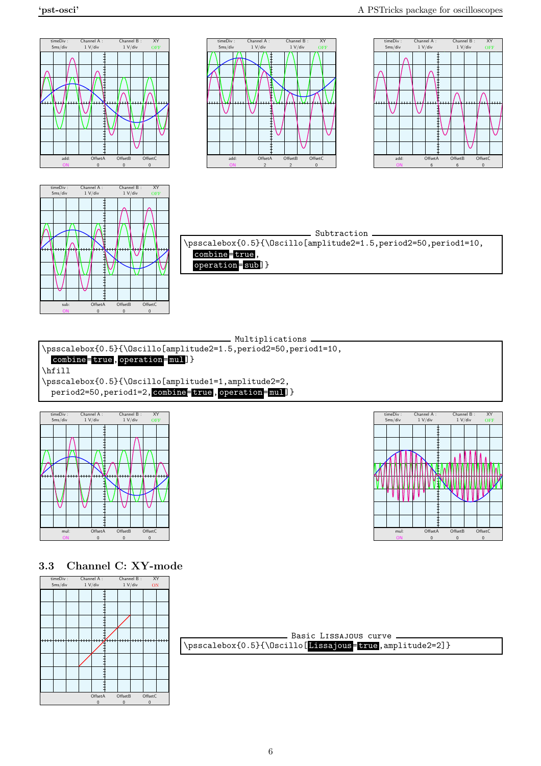Subtraction

```
\psscalebox{0.5}{\Oscillo[amplitude2=1.5,period2=50,period1=10,
  combine=true,
  operation=sub]}
```

Multiplications

```
\psscalebox{0.5}{\Oscillo[amplitude2=1.5,period2=50,period1=10,
  combine=true,operation=mul]}
\hfill
\psscalebox{0.5}{\Oscillo[amplitude1=1,amplitude2=2,
  period2=50,period1=2,combine=true,operation=mul]}
```

### 3.3 Channel C: XY-mode

Basic LISSAJOUS curve

```
\psscalebox{0.5}{\Oscillo[Lissajous=true,amplitude2=2]}
```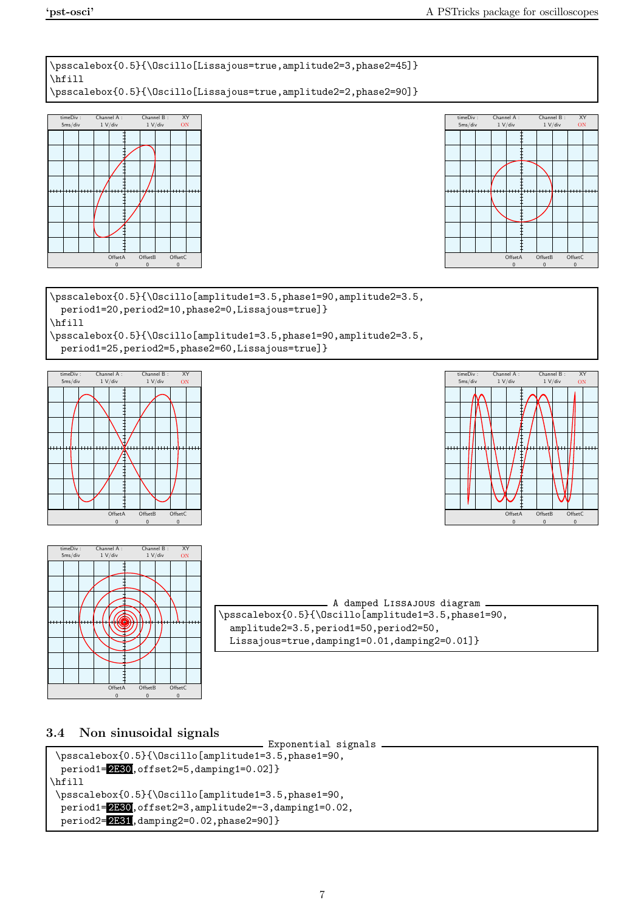```
\psscalebox{0.5}{\Oscillo[Lissajous=true,amplitude2=3,phase2=45]}
\hfill
\psscalebox{0.5}{\Oscillo[Lissajous=true,amplitude2=2,phase2=90]}
```

timeDiv : 5ms/div Channel A : 1 V/div Channel B : 1 V/div XY ON
OffsetA 0 OffsetB 0 OffsetC 0

timeDiv : 5ms/div Channel A : 1 V/div Channel B : 1 V/div XY ON
OffsetA 0 OffsetB 0 OffsetC 0

```
\psscalebox{0.5}{\Oscillo[amplitude1=3.5,phase1=90,amplitude2=3.5,
  period1=20,period2=10,phase2=0,Lissajous=true]}
\hfill
\psscalebox{0.5}{\Oscillo[amplitude1=3.5,phase1=90,amplitude2=3.5,
  period1=25,period2=5,phase2=60,Lissajous=true]}
```

timeDiv : 5ms/div Channel A : 1 V/div Channel B : 1 V/div XY ON
OffsetA 0 OffsetB 0 OffsetC 0

timeDiv : 5ms/div Channel A : 1 V/div Channel B : 1 V/div XY ON
OffsetA 0 OffsetB 0 OffsetC 0

timeDiv : 5ms/div Channel A : 1 V/div Channel B : 1 V/div XY ON
OffsetA 0 OffsetB 0 OffsetC 0

A damped Lissajous diagram

```
\psscalebox{0.5}{\Oscillo[amplitude1=3.5,phase1=90,
  amplitude2=3.5,period1=50,period2=50,
  Lissajous=true,damping1=0.01,damping2=0.01]}
```

## 3.4 Non sinusoidal signals

Exponential signals

```
\psscalebox{0.5}{\Oscillo[amplitude1=3.5,phase1=90,
  period1=2E30,offset2=5,damping1=0.02]}
\hfill
\psscalebox{0.5}{\Oscillo[amplitude1=3.5,phase1=90,
  period1=2E30,offset2=3,amplitude2=-3,damping1=0.02,
  period2=2E31,damping2=0.02,phase2=90]}
```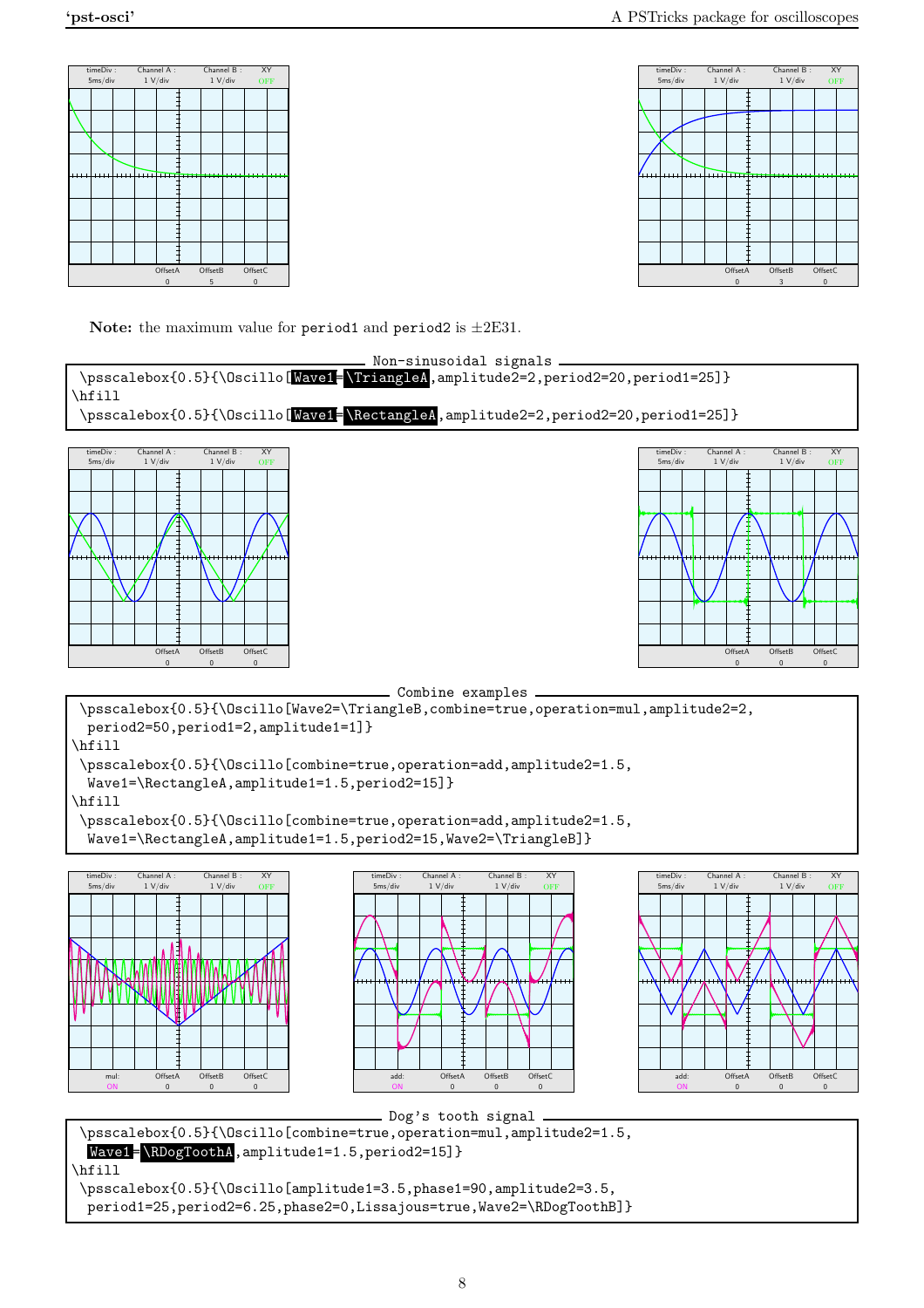**Note:** the maximum value for `period1` and `period2` is ±2E31.

Non-sinusoidal signals

```
\psscalebox{0.5}{\Oscillo[Wave1=\TriangleA,amplitude2=2,period2=20,period1=25]}
\hfill
\psscalebox{0.5}{\Oscillo[Wave1=\RectangleA,amplitude2=2,period2=20,period1=25]}
```

Combine examples

```
\psscalebox{0.5}{\Oscillo[Wave2=\TriangleB,combine=true,operation=mul,amplitude2=2,
  period2=50,period1=2,amplitude1=1]}
\hfill
\psscalebox{0.5}{\Oscillo[combine=true,operation=add,amplitude2=1.5,
  Wave1=\RectangleA,amplitude1=1.5,period2=15]}
\hfill
\psscalebox{0.5}{\Oscillo[combine=true,operation=add,amplitude2=1.5,
  Wave1=\RectangleA,amplitude1=1.5,period2=15,Wave2=\TriangleB]}
```

Dog's tooth signal

```
\psscalebox{0.5}{\Oscillo[combine=true,operation=mul,amplitude2=1.5,
  Wave1=\RDogToothA,amplitude1=1.5,period2=15]}
\hfill
\psscalebox{0.5}{\Oscillo[amplitude1=3.5,phase1=90,amplitude2=3.5,
  period1=25,period2=6.25,phase2=0,Lissajous=true,Wave2=\RDogToothB]}
```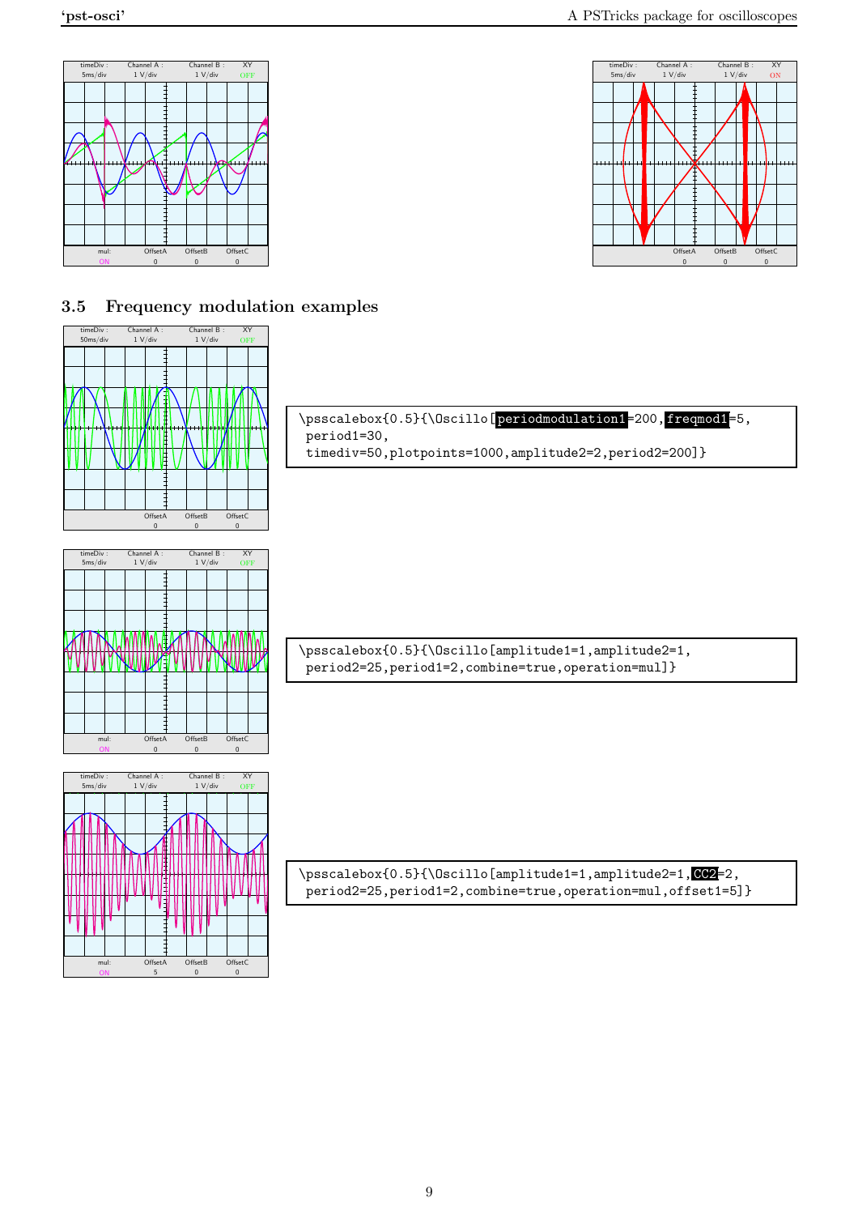### 3.5 Frequency modulation examples

```
\psscalebox{0.5}{\Oscillo[periodmodulation1=200,freqmod1=5,
 period1=30,
 timediv=50,plotpoints=1000,amplitude2=2,period2=200]}
```

```
\psscalebox{0.5}{\Oscillo[amplitude1=1,amplitude2=1,
 period2=25,period1=2,combine=true,operation=mul]}
```

```
\psscalebox{0.5}{\Oscillo[amplitude1=1,amplitude2=1,CC2=2,
 period2=25,period1=2,combine=true,operation=mul,offset1=5]}
```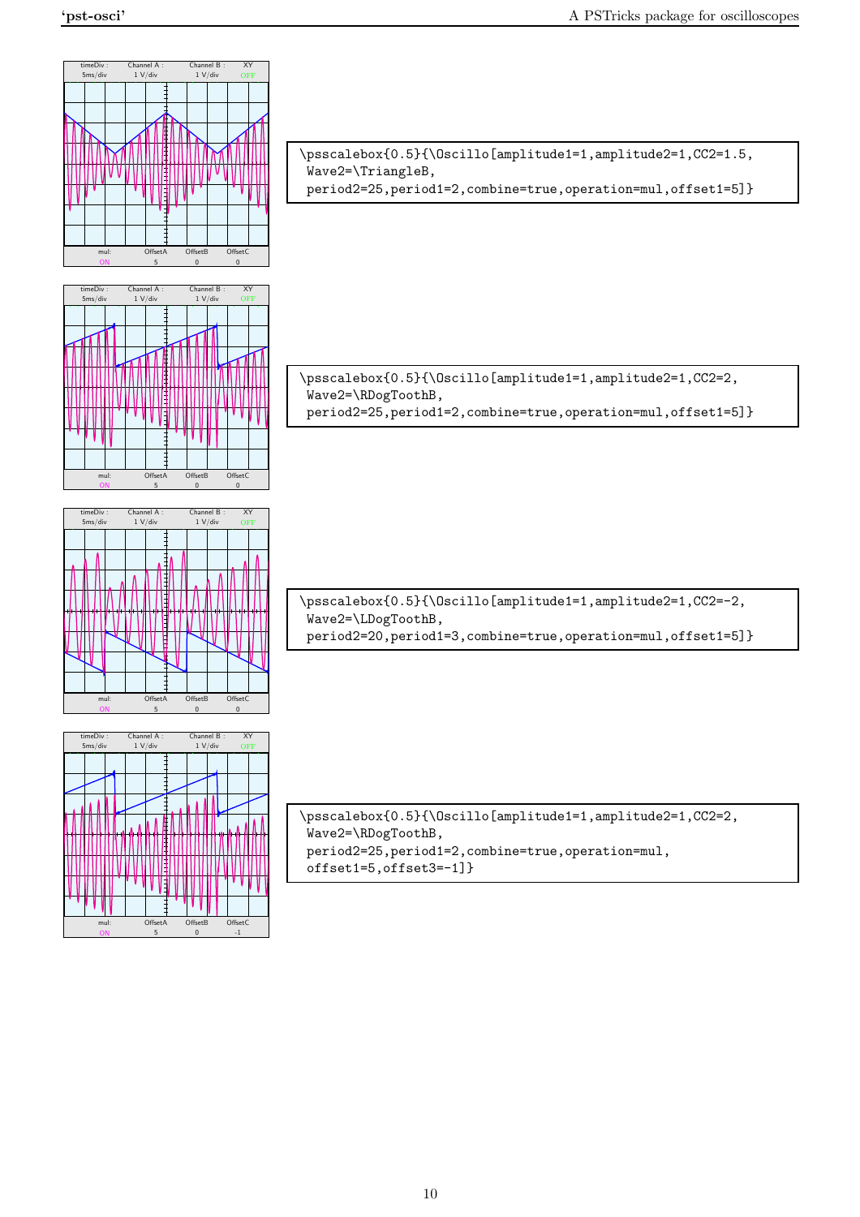```
\psscalebox{0.5}{\Oscillo[amplitude1=1,amplitude2=1,CC2=1.5,
 Wave2=\TriangleB,
 period2=25,period1=2,combine=true,operation=mul,offset1=5]}
```

```
\psscalebox{0.5}{\Oscillo[amplitude1=1,amplitude2=1,CC2=2,
 Wave2=\RDogToothB,
 period2=25,period1=2,combine=true,operation=mul,offset1=5]}
```

```
\psscalebox{0.5}{\Oscillo[amplitude1=1,amplitude2=1,CC2=-2,
 Wave2=\LDogToothB,
 period2=20,period1=3,combine=true,operation=mul,offset1=5]}
```

```
\psscalebox{0.5}{\Oscillo[amplitude1=1,amplitude2=1,CC2=2,
 Wave2=\RDogToothB,
 period2=25,period1=2,combine=true,operation=mul,
 offset1=5,offset3=-1]}
```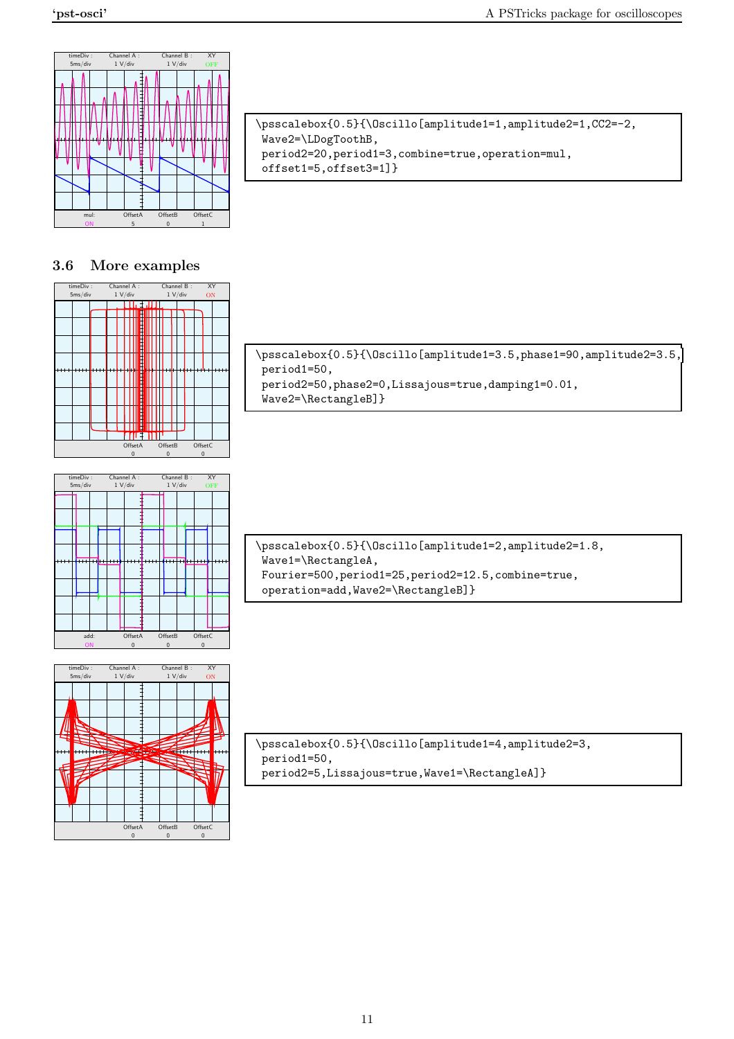```
\psscalebox{0.5}{\Oscillo[amplitude1=1,amplitude2=1,CC2=-2,
 Wave2=\LDogToothB,
 period2=20,period1=3,combine=true,operation=mul,
 offset1=5,offset3=1]}
```

## 3.6 More examples

```
\psscalebox{0.5}{\Oscillo[amplitude1=3.5,phase1=90,amplitude2=3.5,
 period1=50,
 period2=50,phase2=0,Lissajous=true,damping1=0.01,
 Wave2=\RectangleB]}
```

```
\psscalebox{0.5}{\Oscillo[amplitude1=2,amplitude2=1.8,
 Wave1=\RectangleA,
 Fourier=500,period1=25,period2=12.5,combine=true,
 operation=add,Wave2=\RectangleB]}
```

```
\psscalebox{0.5}{\Oscillo[amplitude1=4,amplitude2=3,
 period1=50,
 period2=5,Lissajous=true,Wave1=\RectangleA]}
```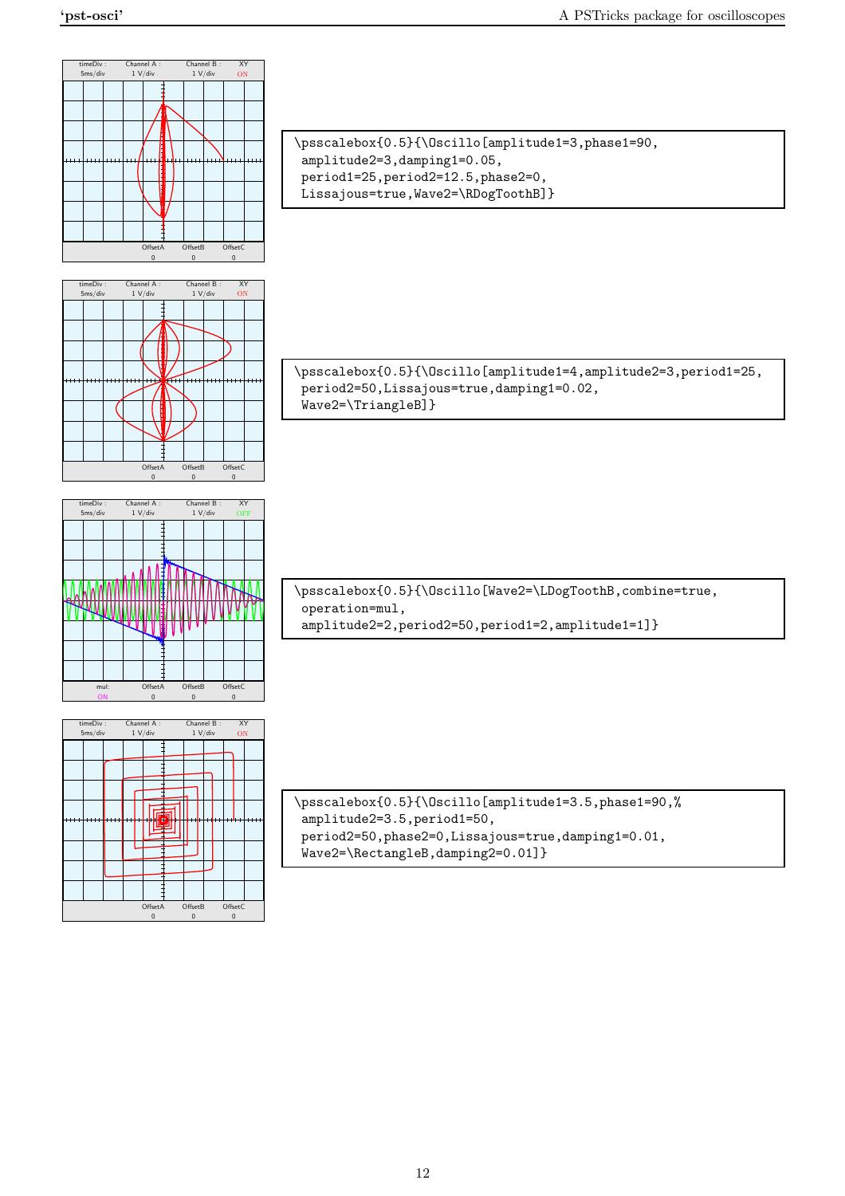timeDiv : 5ms/div
Channel A : 1 V/div
Channel B : 1 V/div
XY ON
OffsetA 0
OffsetB 0
OffsetC 0

```
\psscalebox{0.5}{\Oscillo[amplitude1=3,phase1=90,
 amplitude2=3,damping1=0.05,
 period1=25,period2=12.5,phase2=0,
 Lissajous=true,Wave2=\RDogToothB]}
```

timeDiv : 5ms/div
Channel A : 1 V/div
Channel B : 1 V/div
XY ON
OffsetA 0
OffsetB 0
OffsetC 0

```
\psscalebox{0.5}{\Oscillo[amplitude1=4,amplitude2=3,period1=25,
 period2=50,Lissajous=true,damping1=0.02,
 Wave2=\TriangleB]}
```

timeDiv : 5ms/div
Channel A : 1 V/div
Channel B : 1 V/div
XY OFF
mul: ON
OffsetA 0
OffsetB 0
OffsetC 0

```
\psscalebox{0.5}{\Oscillo[Wave2=\LDogToothB,combine=true,
 operation=mul,
 amplitude2=2,period2=50,period1=2,amplitude1=1]}
```

timeDiv : 5ms/div
Channel A : 1 V/div
Channel B : 1 V/div
XY ON
OffsetA 0
OffsetB 0
OffsetC 0

```
\psscalebox{0.5}{\Oscillo[amplitude1=3.5,phase1=90,%
 amplitude2=3.5,period1=50,
 period2=50,phase2=0,Lissajous=true,damping1=0.01,
 Wave2=\RectangleB,damping2=0.01]}
```